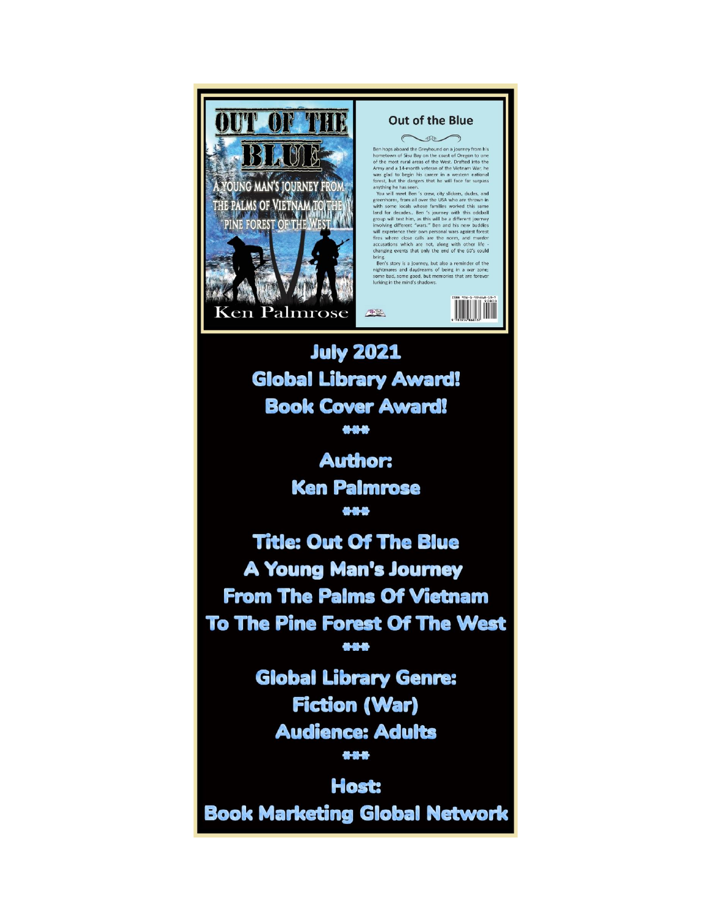# OUT OF THE BLUE

A YOUNG MAN'S JOURNEY FROM THE PALMS OF VIETNAM TO THE PINE FOREST OF THE WEST

Ken Palmrose

## Out of the Blue

Ben hops aboard the Greyhound on a journey from his hometown of Sisu Bay on the coast of Oregon to one of the most rural areas of the West. Drafted into the Army and a 14-month veteran of the Vietnam War, he was glad to begin his career in a western national forest, but the dangers that he will face far surpass anything he has seen.

You will meet Ben 's crew, city slickers, dudes, and greenhorns, from all over the USA who are thrown in with some locals whose families worked this same land for decades.. Ben 's journey with this oddball group will test him, as this will be a different journey involving different "wars." Ben and his new buddies will experience their own personal wars against forest fires where close calls are the norm, and murder accusations which are not, along with other life - changing events that only the end of the 60's could bring.

Ben's story is a journey, but also a reminder of the nightmares and daydreams of being in a war zone; some bad, some good, but memories that are forever lurking in the mind's shadows.

**July 2021**

**Global Library Award!**

**Book Cover Award!**

###

**Author:**

**Ken Palmrose**

###

**Title: Out Of The Blue**

**A Young Man's Journey**

**From The Palms Of Vietnam**

**To The Pine Forest Of The West**

###

**Global Library Genre:**

**Fiction (War)**

**Audience: Adults**

###

**Host:**

**Book Marketing Global Network**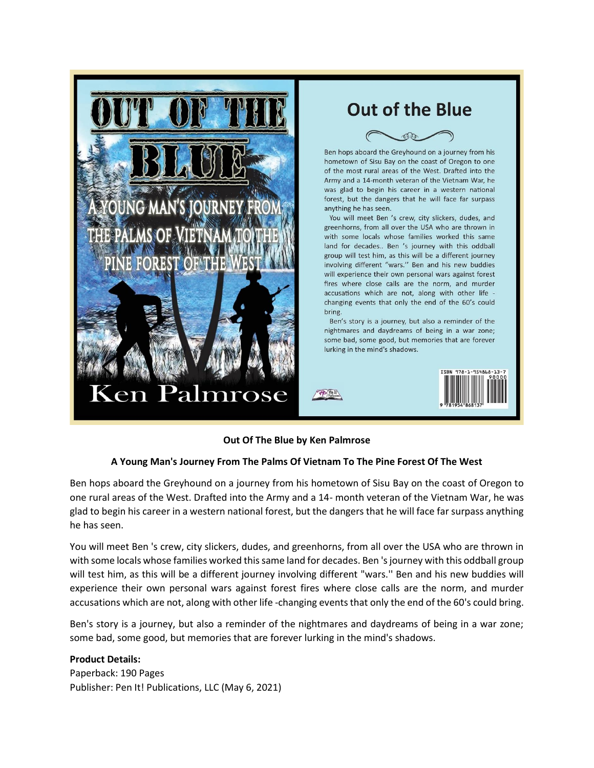**Out Of The Blue by Ken Palmrose**

**A Young Man's Journey From The Palms Of Vietnam To The Pine Forest Of The West**

Ben hops aboard the Greyhound on a journey from his hometown of Sisu Bay on the coast of Oregon to one rural areas of the West. Drafted into the Army and a 14- month veteran of the Vietnam War, he was glad to begin his career in a western national forest, but the dangers that he will face far surpass anything he has seen.

You will meet Ben 's crew, city slickers, dudes, and greenhorns, from all over the USA who are thrown in with some locals whose families worked this same land for decades. Ben 's journey with this oddball group will test him, as this will be a different journey involving different "wars.'' Ben and his new buddies will experience their own personal wars against forest fires where close calls are the norm, and murder accusations which are not, along with other life -changing events that only the end of the 60's could bring.

Ben's story is a journey, but also a reminder of the nightmares and daydreams of being in a war zone; some bad, some good, but memories that are forever lurking in the mind's shadows.

**Product Details:**
Paperback: 190 Pages
Publisher: Pen It! Publications, LLC (May 6, 2021)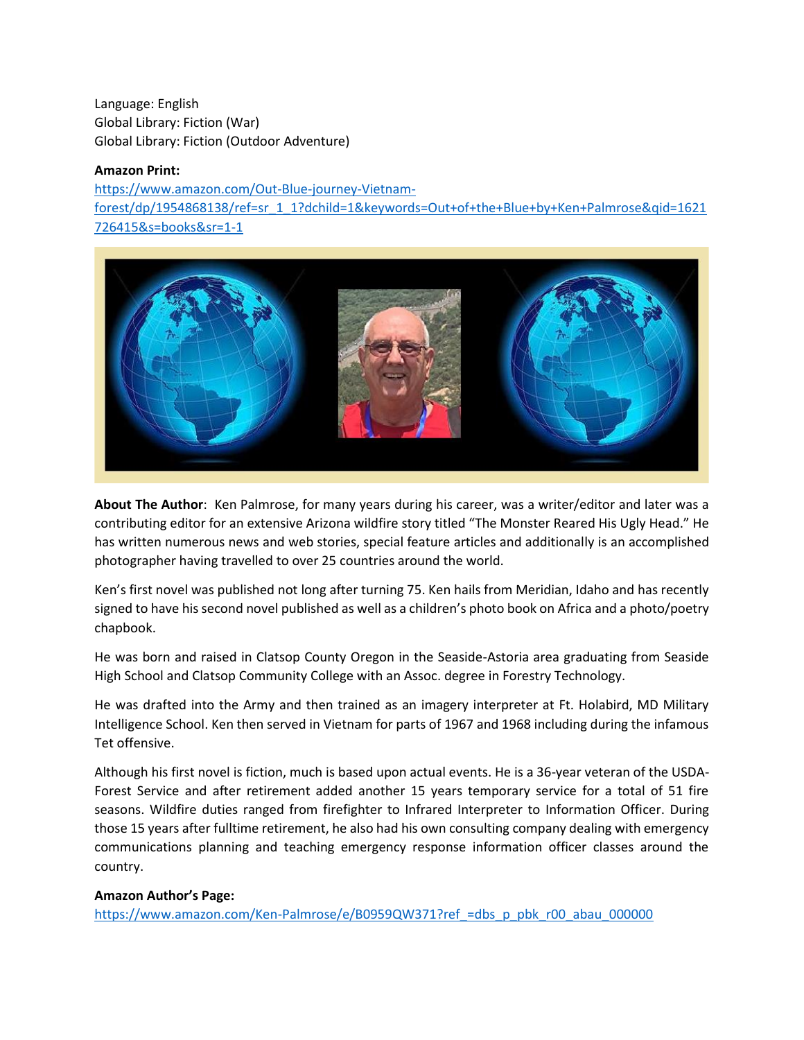Language: English
Global Library: Fiction (War)
Global Library: Fiction (Outdoor Adventure)

**Amazon Print:**
[https://www.amazon.com/Out-Blue-journey-Vietnam-forest/dp/1954868138/ref=sr_1_1?dchild=1&keywords=Out+of+the+Blue+by+Ken+Palmrose&qid=1621726415&s=books&sr=1-1](https://www.amazon.com/Out-Blue-journey-Vietnam-forest/dp/1954868138/ref=sr_1_1?dchild=1&keywords=Out+of+the+Blue+by+Ken+Palmrose&qid=1621726415&s=books&sr=1-1)

**About The Author**: Ken Palmrose, for many years during his career, was a writer/editor and later was a contributing editor for an extensive Arizona wildfire story titled "The Monster Reared His Ugly Head." He has written numerous news and web stories, special feature articles and additionally is an accomplished photographer having travelled to over 25 countries around the world.

Ken's first novel was published not long after turning 75. Ken hails from Meridian, Idaho and has recently signed to have his second novel published as well as a children's photo book on Africa and a photo/poetry chapbook.

He was born and raised in Clatsop County Oregon in the Seaside-Astoria area graduating from Seaside High School and Clatsop Community College with an Assoc. degree in Forestry Technology.

He was drafted into the Army and then trained as an imagery interpreter at Ft. Holabird, MD Military Intelligence School. Ken then served in Vietnam for parts of 1967 and 1968 including during the infamous Tet offensive.

Although his first novel is fiction, much is based upon actual events. He is a 36-year veteran of the USDA-Forest Service and after retirement added another 15 years temporary service for a total of 51 fire seasons. Wildfire duties ranged from firefighter to Infrared Interpreter to Information Officer. During those 15 years after fulltime retirement, he also had his own consulting company dealing with emergency communications planning and teaching emergency response information officer classes around the country.

**Amazon Author's Page:**
[https://www.amazon.com/Ken-Palmrose/e/B0959QW371?ref_=dbs_p_pbk_r00_abau_000000](https://www.amazon.com/Ken-Palmrose/e/B0959QW371?ref_=dbs_p_pbk_r00_abau_000000)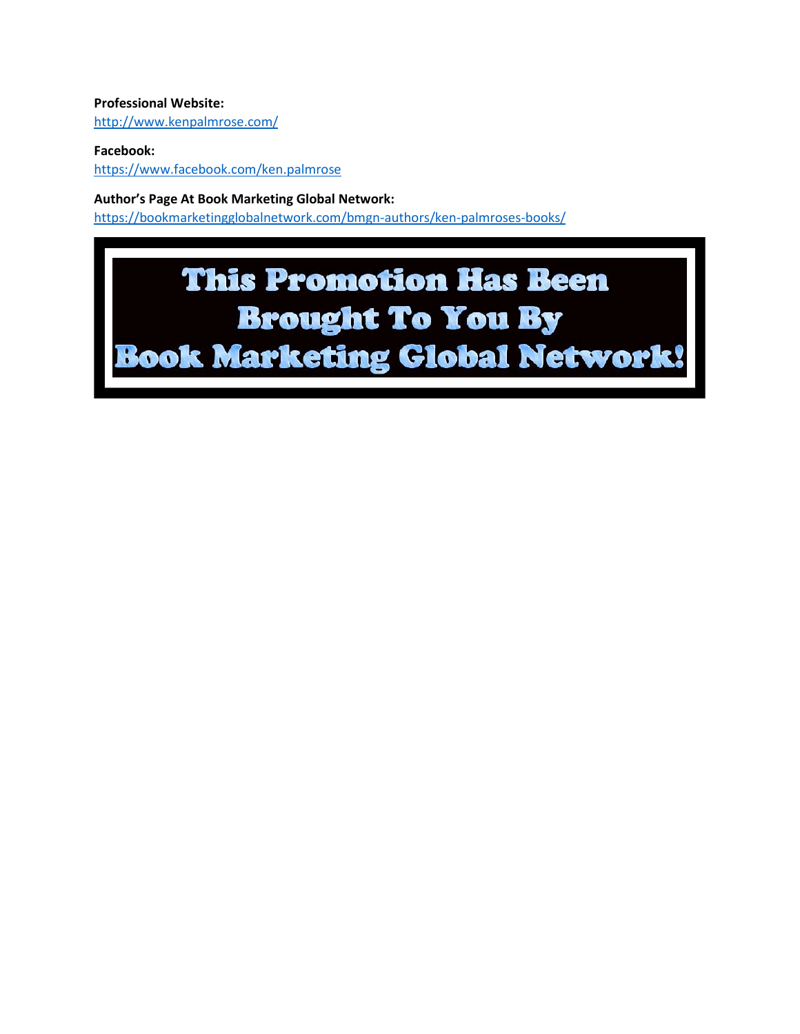**Professional Website:**
http://www.kenpalmrose.com/

**Facebook:**
https://www.facebook.com/ken.palmrose

**Author's Page At Book Marketing Global Network:**
https://bookmarketingglobalnetwork.com/bmgn-authors/ken-palmroses-books/

This Promotion Has Been Brought To You By Book Marketing Global Network!